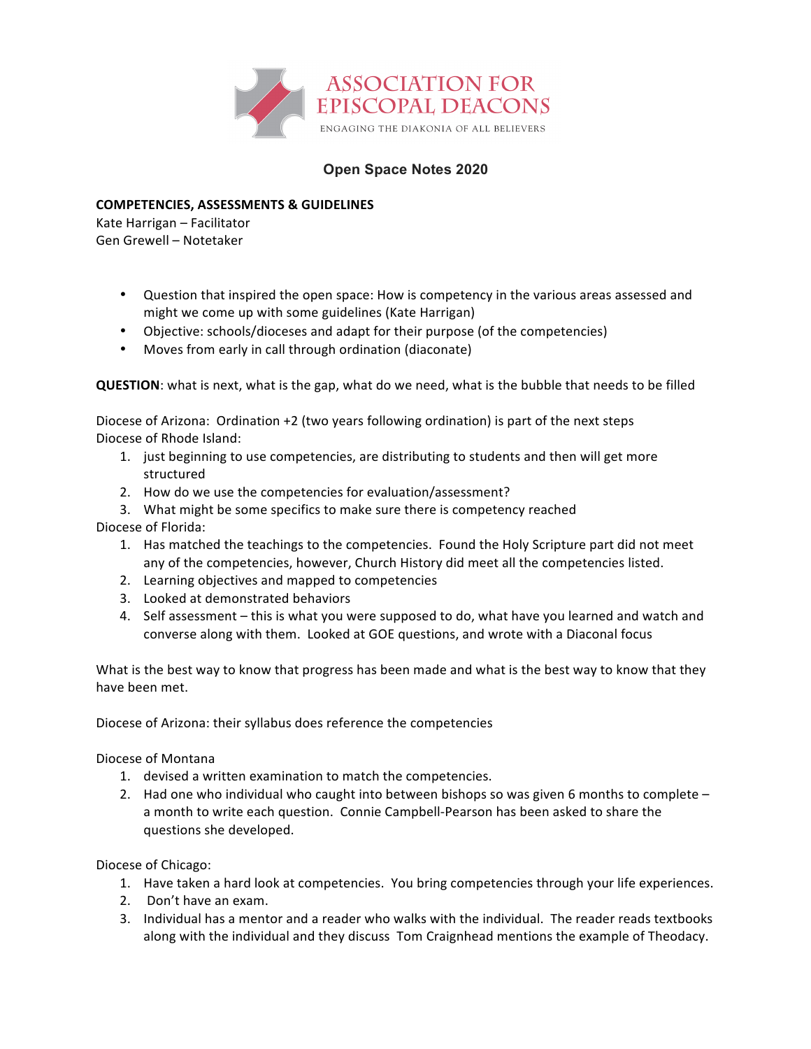ASSOCIATION FOR EPISCOPAL DEACONS

ENGAGING THE DIAKONIA OF ALL BELIEVERS

## Open Space Notes 2020

**COMPETENCIES, ASSESSMENTS & GUIDELINES**

Kate Harrigan – Facilitator
Gen Grewell – Notetaker

- Question that inspired the open space: How is competency in the various areas assessed and might we come up with some guidelines (Kate Harrigan)
- Objective: schools/dioceses and adapt for their purpose (of the competencies)
- Moves from early in call through ordination (diaconate)

**QUESTION**: what is next, what is the gap, what do we need, what is the bubble that needs to be filled

Diocese of Arizona: Ordination +2 (two years following ordination) is part of the next steps

Diocese of Rhode Island:

1. just beginning to use competencies, are distributing to students and then will get more structured
2. How do we use the competencies for evaluation/assessment?
3. What might be some specifics to make sure there is competency reached

Diocese of Florida:

1. Has matched the teachings to the competencies. Found the Holy Scripture part did not meet any of the competencies, however, Church History did meet all the competencies listed.
2. Learning objectives and mapped to competencies
3. Looked at demonstrated behaviors
4. Self assessment – this is what you were supposed to do, what have you learned and watch and converse along with them. Looked at GOE questions, and wrote with a Diaconal focus

What is the best way to know that progress has been made and what is the best way to know that they have been met.

Diocese of Arizona: their syllabus does reference the competencies

Diocese of Montana

1. devised a written examination to match the competencies.
2. Had one who individual who caught into between bishops so was given 6 months to complete – a month to write each question. Connie Campbell-Pearson has been asked to share the questions she developed.

Diocese of Chicago:

1. Have taken a hard look at competencies. You bring competencies through your life experiences.
2. Don't have an exam.
3. Individual has a mentor and a reader who walks with the individual. The reader reads textbooks along with the individual and they discuss Tom Craignhead mentions the example of Theodacy.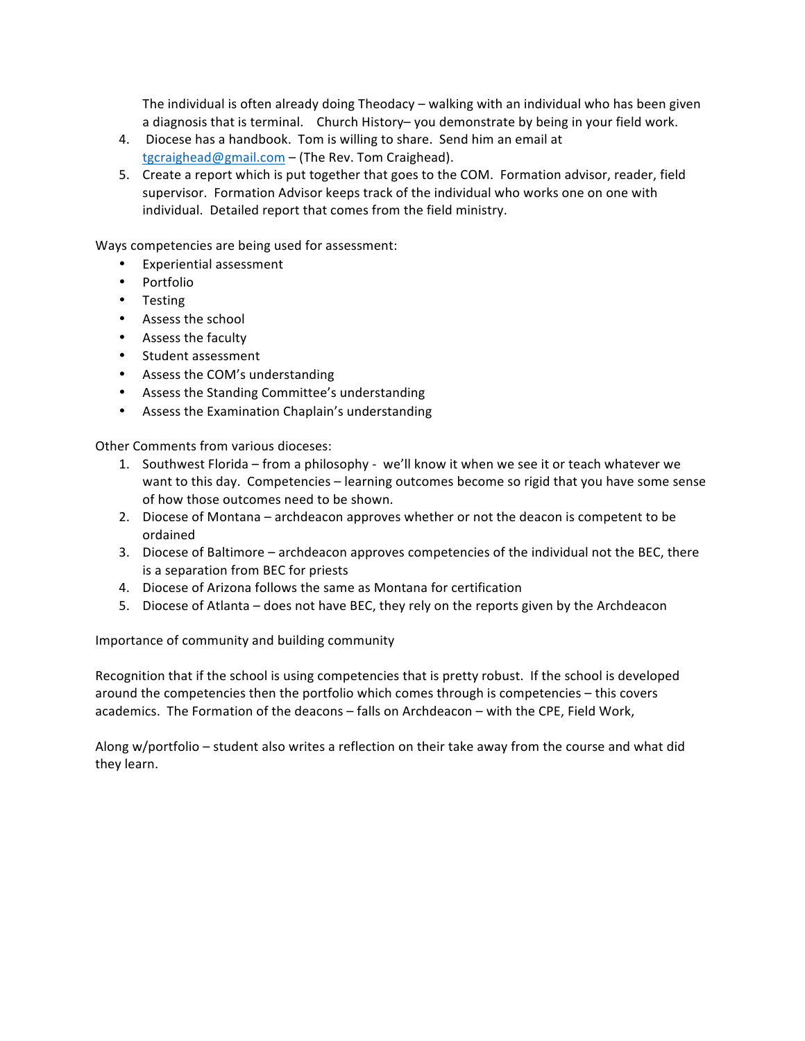The individual is often already doing Theodacy – walking with an individual who has been given a diagnosis that is terminal.    Church History– you demonstrate by being in your field work.

4. Diocese has a handbook.  Tom is willing to share.  Send him an email at tgcraighead@gmail.com – (The Rev. Tom Craighead).
5. Create a report which is put together that goes to the COM.  Formation advisor, reader, field supervisor.  Formation Advisor keeps track of the individual who works one on one with individual.  Detailed report that comes from the field ministry.

Ways competencies are being used for assessment:

- Experiential assessment
- Portfolio
- Testing
- Assess the school
- Assess the faculty
- Student assessment
- Assess the COM's understanding
- Assess the Standing Committee's understanding
- Assess the Examination Chaplain's understanding

Other Comments from various dioceses:

1. Southwest Florida – from a philosophy -  we'll know it when we see it or teach whatever we want to this day.  Competencies – learning outcomes become so rigid that you have some sense of how those outcomes need to be shown.
2. Diocese of Montana – archdeacon approves whether or not the deacon is competent to be ordained
3. Diocese of Baltimore – archdeacon approves competencies of the individual not the BEC, there is a separation from BEC for priests
4. Diocese of Arizona follows the same as Montana for certification
5. Diocese of Atlanta – does not have BEC, they rely on the reports given by the Archdeacon

Importance of community and building community

Recognition that if the school is using competencies that is pretty robust.  If the school is developed around the competencies then the portfolio which comes through is competencies – this covers academics.  The Formation of the deacons – falls on Archdeacon – with the CPE, Field Work,

Along w/portfolio – student also writes a reflection on their take away from the course and what did they learn.